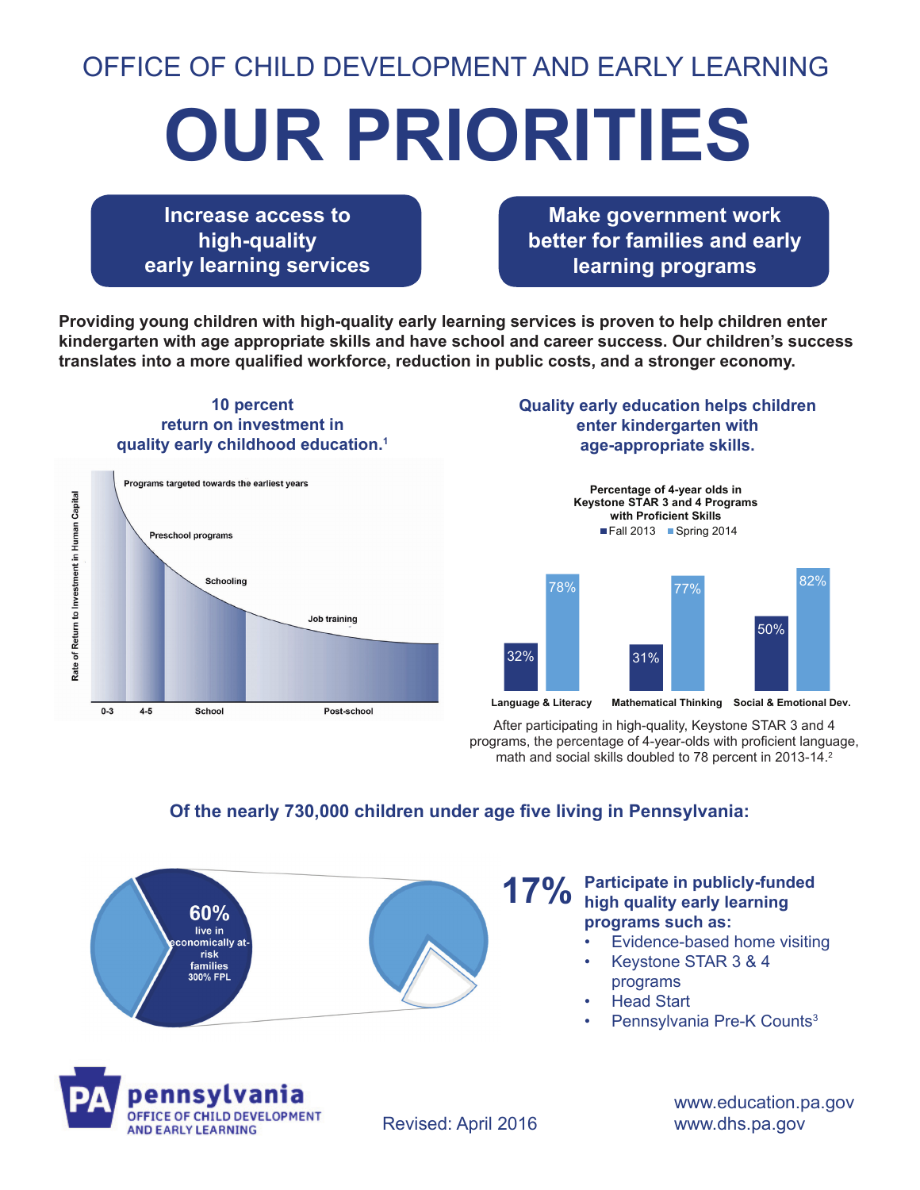OFFICE OF CHILD DEVELOPMENT AND EARLY LEARNING

# OUR PRIORITIES

**Increase access to high-quality early learning services**

**Make government work better for families and early learning programs**

**Providing young children with high-quality early learning services is proven to help children enter kindergarten with age appropriate skills and have school and career success. Our children's success translates into a more qualified workforce, reduction in public costs, and a stronger economy.**

## 10 percent return on investment in quality early childhood education.[1]

Rate of Return to Investment in Human Capital

- Programs targeted towards the earliest years
- Preschool programs
- Schooling
- Job training

0-3 | 4-5 | School | Post-school

## Quality early education helps children enter kindergarten with age-appropriate skills.

**Percentage of 4-year olds in Keystone STAR 3 and 4 Programs with Proficient Skills**

| | Fall 2013 | Spring 2014 |
|---|---|---|
| Language & Literacy | 32% | 78% |
| Mathematical Thinking | 31% | 77% |
| Social & Emotional Dev. | 50% | 82% |

After participating in high-quality, Keystone STAR 3 and 4 programs, the percentage of 4-year-olds with proficient language, math and social skills doubled to 78 percent in 2013-14.[2]

## Of the nearly 730,000 children under age five living in Pennsylvania:

**60%** live in economically at-risk families 300% FPL

**17%** **Participate in publicly-funded high quality early learning programs such as:**

- Evidence-based home visiting
- Keystone STAR 3 & 4 programs
- Head Start
- Pennsylvania Pre-K Counts[3]

pennsylvania OFFICE OF CHILD DEVELOPMENT AND EARLY LEARNING

Revised: April 2016

www.education.pa.gov
www.dhs.pa.gov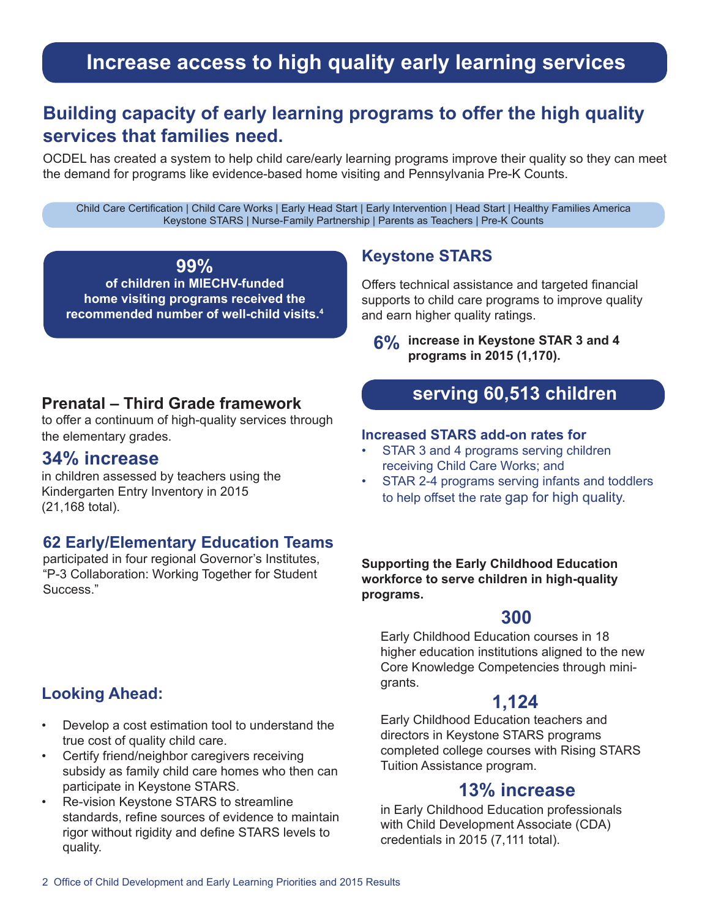# Increase access to high quality early learning services

## Building capacity of early learning programs to offer the high quality services that families need.

OCDEL has created a system to help child care/early learning programs improve their quality so they can meet the demand for programs like evidence-based home visiting and Pennsylvania Pre-K Counts.

Child Care Certification | Child Care Works | Early Head Start | Early Intervention | Head Start | Healthy Families America
Keystone STARS | Nurse-Family Partnership | Parents as Teachers | Pre-K Counts

**99%**
**of children in MIECHV-funded home visiting programs received the recommended number of well-child visits.[4]**

### Prenatal – Third Grade framework

to offer a continuum of high-quality services through the elementary grades.

### 34% increase

in children assessed by teachers using the Kindergarten Entry Inventory in 2015 (21,168 total).

### 62 Early/Elementary Education Teams

participated in four regional Governor's Institutes, "P-3 Collaboration: Working Together for Student Success."

### Looking Ahead:

- Develop a cost estimation tool to understand the true cost of quality child care.
- Certify friend/neighbor caregivers receiving subsidy as family child care homes who then can participate in Keystone STARS.
- Re-vision Keystone STARS to streamline standards, refine sources of evidence to maintain rigor without rigidity and define STARS levels to quality.

### Keystone STARS

Offers technical assistance and targeted financial supports to child care programs to improve quality and earn higher quality ratings.

**6%** **increase in Keystone STAR 3 and 4 programs in 2015 (1,170).**

**serving 60,513 children**

**Increased STARS add-on rates for**

- STAR 3 and 4 programs serving children receiving Child Care Works; and
- STAR 2-4 programs serving infants and toddlers to help offset the rate gap for high quality.

**Supporting the Early Childhood Education workforce to serve children in high-quality programs.**

**300**

Early Childhood Education courses in 18 higher education institutions aligned to the new Core Knowledge Competencies through mini-grants.

**1,124**

Early Childhood Education teachers and directors in Keystone STARS programs completed college courses with Rising STARS Tuition Assistance program.

**13% increase**

in Early Childhood Education professionals with Child Development Associate (CDA) credentials in 2015 (7,111 total).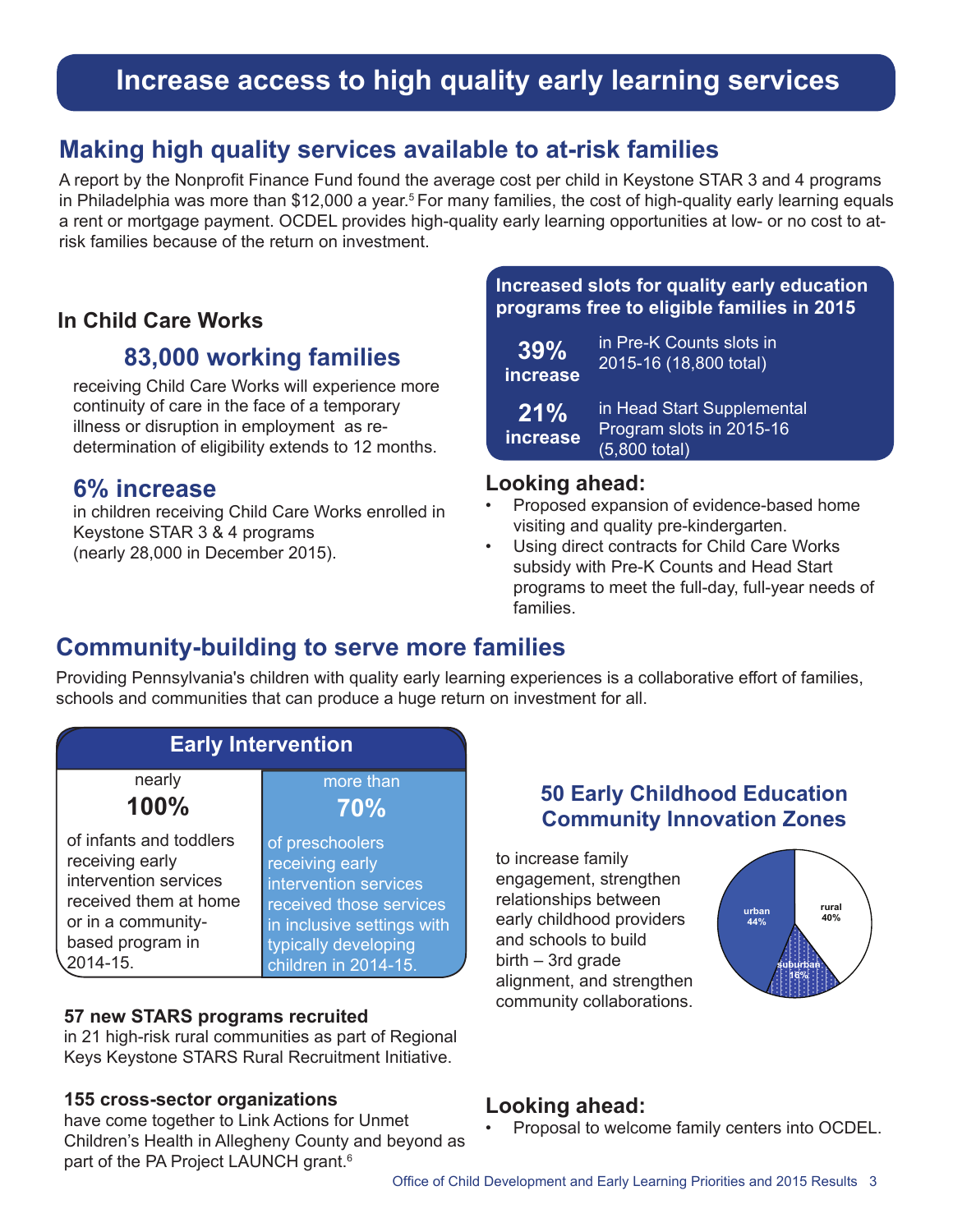# Increase access to high quality early learning services

## Making high quality services available to at-risk families

A report by the Nonprofit Finance Fund found the average cost per child in Keystone STAR 3 and 4 programs in Philadelphia was more than $12,000 a year.[5] For many families, the cost of high-quality early learning equals a rent or mortgage payment. OCDEL provides high-quality early learning opportunities at low- or no cost to at-risk families because of the return on investment.

### In Child Care Works

**83,000 working families**

receiving Child Care Works will experience more continuity of care in the face of a temporary illness or disruption in employment as re-determination of eligibility extends to 12 months.

**6% increase**

in children receiving Child Care Works enrolled in Keystone STAR 3 & 4 programs (nearly 28,000 in December 2015).

### Increased slots for quality early education programs free to eligible families in 2015

**39% increase** in Pre-K Counts slots in 2015-16 (18,800 total)

**21% increase** in Head Start Supplemental Program slots in 2015-16 (5,800 total)

### Looking ahead:

- Proposed expansion of evidence-based home visiting and quality pre-kindergarten.
- Using direct contracts for Child Care Works subsidy with Pre-K Counts and Head Start programs to meet the full-day, full-year needs of families.

## Community-building to serve more families

Providing Pennsylvania's children with quality early learning experiences is a collaborative effort of families, schools and communities that can produce a huge return on investment for all.

### Early Intervention

nearly **100%** of infants and toddlers receiving early intervention services received them at home or in a community-based program in 2014-15.

more than **70%** of preschoolers receiving early intervention services received those services in inclusive settings with typically developing children in 2014-15.

**57 new STARS programs recruited**
in 21 high-risk rural communities as part of Regional Keys Keystone STARS Rural Recruitment Initiative.

**155 cross-sector organizations**
have come together to Link Actions for Unmet Children's Health in Allegheny County and beyond as part of the PA Project LAUNCH grant.[6]

### 50 Early Childhood Education Community Innovation Zones

to increase family engagement, strengthen relationships between early childhood providers and schools to build birth – 3rd grade alignment, and strengthen community collaborations.

urban 44%, rural 40%, suburban 16%

### Looking ahead:

- Proposal to welcome family centers into OCDEL.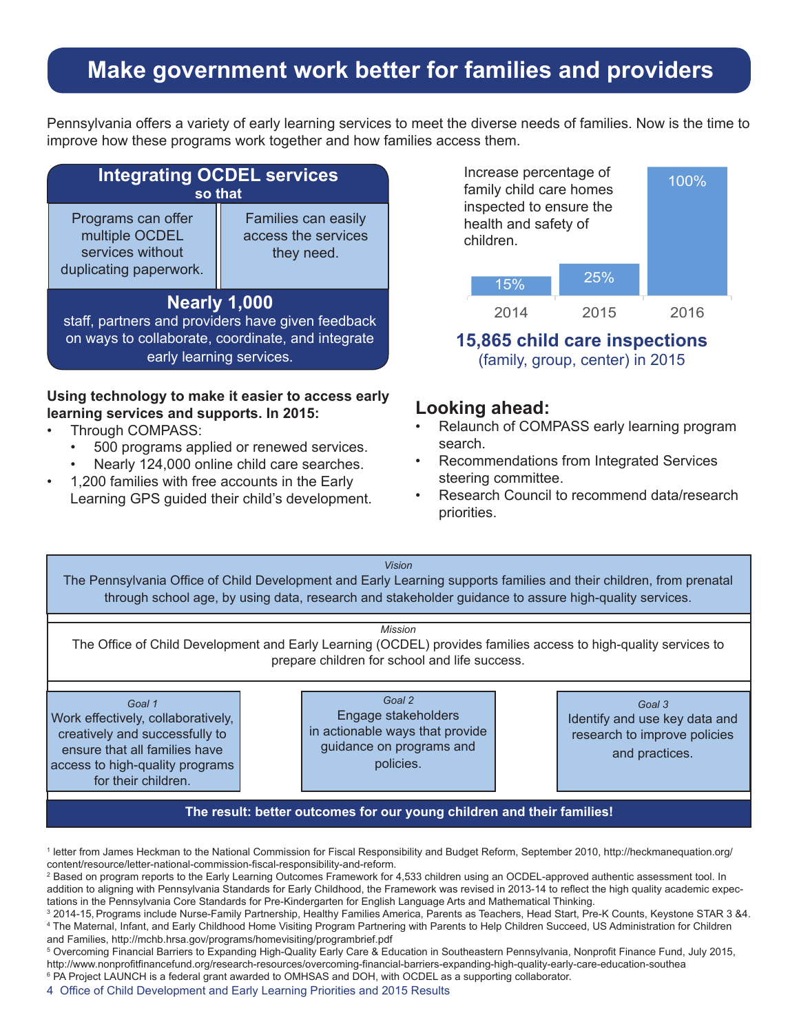# Make government work better for families and providers

Pennsylvania offers a variety of early learning services to meet the diverse needs of families. Now is the time to improve how these programs work together and how families access them.

## Integrating OCDEL services

**so that**

Programs can offer multiple OCDEL services without duplicating paperwork.

Families can easily access the services they need.

**Nearly 1,000**

staff, partners and providers have given feedback on ways to collaborate, coordinate, and integrate early learning services.

Increase percentage of family child care homes inspected to ensure the health and safety of children.

15%
25%
100%
2014
2015
2016

**15,865 child care inspections**
(family, group, center) in 2015

**Using technology to make it easier to access early learning services and supports. In 2015:**

- Through COMPASS:
  - 500 programs applied or renewed services.
  - Nearly 124,000 online child care searches.
- 1,200 families with free accounts in the Early Learning GPS guided their child's development.

## Looking ahead:

- Relaunch of COMPASS early learning program search.
- Recommendations from Integrated Services steering committee.
- Research Council to recommend data/research priorities.

*Vision*

The Pennsylvania Office of Child Development and Early Learning supports families and their children, from prenatal through school age, by using data, research and stakeholder guidance to assure high-quality services.

*Mission*

The Office of Child Development and Early Learning (OCDEL) provides families access to high-quality services to prepare children for school and life success.

*Goal 1*
Work effectively, collaboratively, creatively and successfully to ensure that all families have access to high-quality programs for their children.

*Goal 2*
Engage stakeholders in actionable ways that provide guidance on programs and policies.

*Goal 3*
Identify and use key data and research to improve policies and practices.

**The result: better outcomes for our young children and their families!**

[1] letter from James Heckman to the National Commission for Fiscal Responsibility and Budget Reform, September 2010, http://heckmanequation.org/content/resource/letter-national-commission-fiscal-responsibility-and-reform.
[2] Based on program reports to the Early Learning Outcomes Framework for 4,533 children using an OCDEL-approved authentic assessment tool. In addition to aligning with Pennsylvania Standards for Early Childhood, the Framework was revised in 2013-14 to reflect the high quality academic expectations in the Pennsylvania Core Standards for Pre-Kindergarten for English Language Arts and Mathematical Thinking.
[3] 2014-15, Programs include Nurse-Family Partnership, Healthy Families America, Parents as Teachers, Head Start, Pre-K Counts, Keystone STAR 3 &4.
[4] The Maternal, Infant, and Early Childhood Home Visiting Program Partnering with Parents to Help Children Succeed, US Administration for Children and Families, http://mchb.hrsa.gov/programs/homevisiting/programbrief.pdf
[5] Overcoming Financial Barriers to Expanding High-Quality Early Care & Education in Southeastern Pennsylvania, Nonprofit Finance Fund, July 2015, http://www.nonprofitfinancefund.org/research-resources/overcoming-financial-barriers-expanding-high-quality-early-care-education-southea
[6] PA Project LAUNCH is a federal grant awarded to OMHSAS and DOH, with OCDEL as a supporting collaborator.